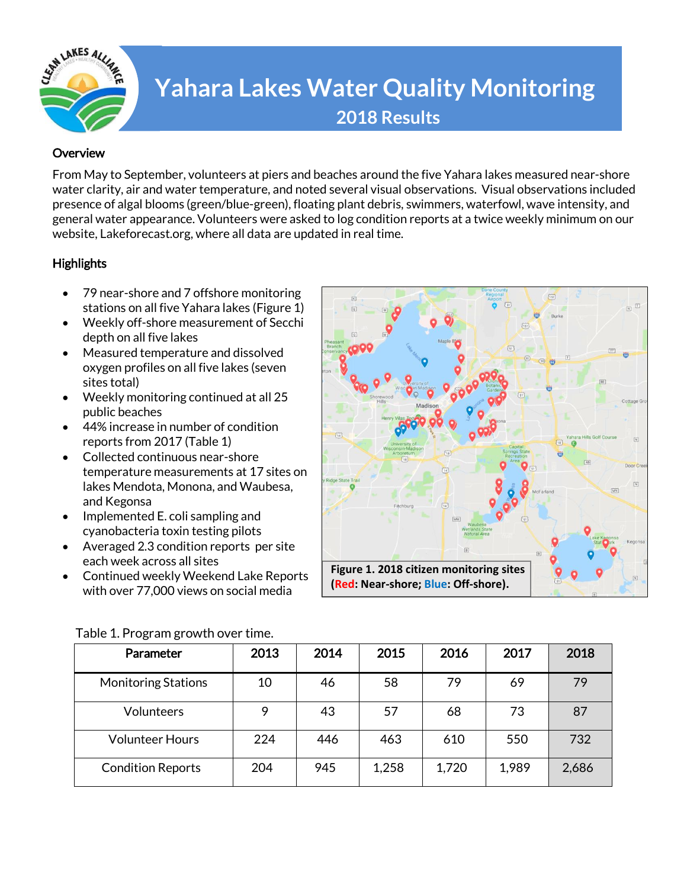# Yahara Lakes Water Quality Monitoring

## 2018 Results

### Overview

From May to September, volunteers at piers and beaches around the five Yahara lakes measured near-shore water clarity, air and water temperature, and noted several visual observations. Visual observations included presence of algal blooms (green/blue-green), floating plant debris, swimmers, waterfowl, wave intensity, and general water appearance. Volunteers were asked to log condition reports at a twice weekly minimum on our website, Lakeforecast.org, where all data are updated in real time.

### Highlights

- 79 near-shore and 7 offshore monitoring stations on all five Yahara lakes (Figure 1)
- Weekly off-shore measurement of Secchi depth on all five lakes
- Measured temperature and dissolved oxygen profiles on all five lakes (seven sites total)
- Weekly monitoring continued at all 25 public beaches
- 44% increase in number of condition reports from 2017 (Table 1)
- Collected continuous near-shore temperature measurements at 17 sites on lakes Mendota, Monona, and Waubesa, and Kegonsa
- Implemented E. coli sampling and cyanobacteria toxin testing pilots
- Averaged 2.3 condition reports per site each week across all sites
- Continued weekly Weekend Lake Reports with over 77,000 views on social media

**Figure 1. 2018 citizen monitoring sites (Red: Near-shore; Blue: Off-shore).**

Table 1. Program growth over time.

| Parameter | 2013 | 2014 | 2015 | 2016 | 2017 | 2018 |
|---|---|---|---|---|---|---|
| Monitoring Stations | 10 | 46 | 58 | 79 | 69 | 79 |
| Volunteers | 9 | 43 | 57 | 68 | 73 | 87 |
| Volunteer Hours | 224 | 446 | 463 | 610 | 550 | 732 |
| Condition Reports | 204 | 945 | 1,258 | 1,720 | 1,989 | 2,686 |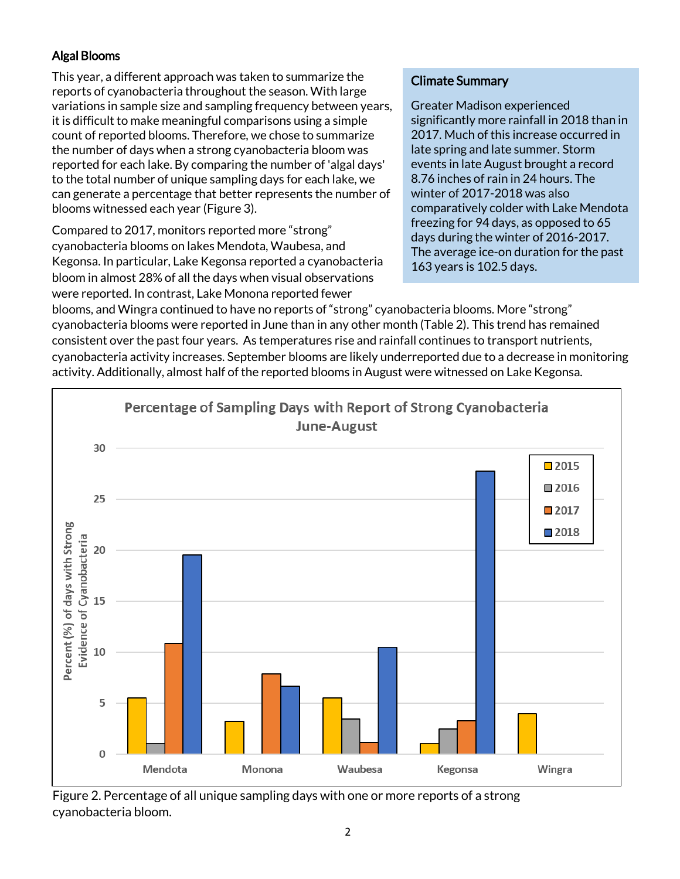### Algal Blooms

This year, a different approach was taken to summarize the reports of cyanobacteria throughout the season. With large variations in sample size and sampling frequency between years, it is difficult to make meaningful comparisons using a simple count of reported blooms. Therefore, we chose to summarize the number of days when a strong cyanobacteria bloom was reported for each lake. By comparing the number of 'algal days' to the total number of unique sampling days for each lake, we can generate a percentage that better represents the number of blooms witnessed each year (Figure 3).

Compared to 2017, monitors reported more "strong" cyanobacteria blooms on lakes Mendota, Waubesa, and Kegonsa. In particular, Lake Kegonsa reported a cyanobacteria bloom in almost 28% of all the days when visual observations were reported. In contrast, Lake Monona reported fewer blooms, and Wingra continued to have no reports of "strong" cyanobacteria blooms. More "strong" cyanobacteria blooms were reported in June than in any other month (Table 2). This trend has remained consistent over the past four years. As temperatures rise and rainfall continues to transport nutrients, cyanobacteria activity increases. September blooms are likely underreported due to a decrease in monitoring activity. Additionally, almost half of the reported blooms in August were witnessed on Lake Kegonsa.

#### Climate Summary

Greater Madison experienced significantly more rainfall in 2018 than in 2017. Much of this increase occurred in late spring and late summer. Storm events in late August brought a record 8.76 inches of rain in 24 hours. The winter of 2017-2018 was also comparatively colder with Lake Mendota freezing for 94 days, as opposed to 65 days during the winter of 2016-2017. The average ice-on duration for the past 163 years is 102.5 days.

Figure 2. Percentage of all unique sampling days with one or more reports of a strong cyanobacteria bloom.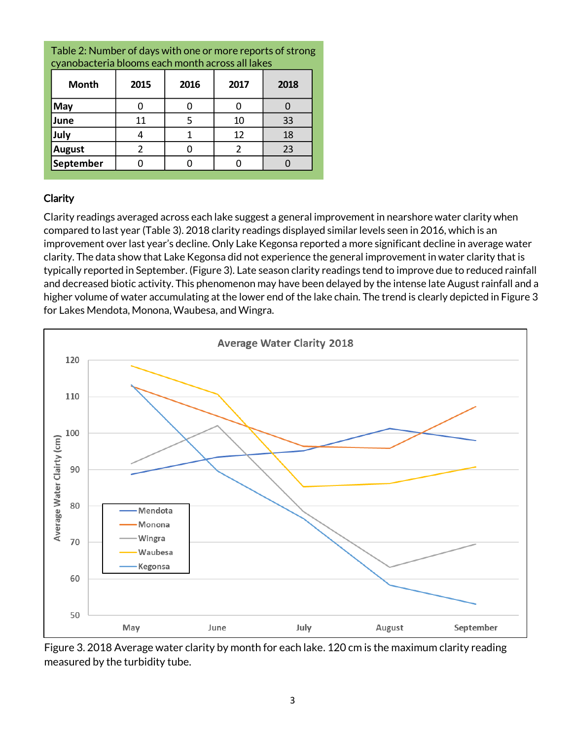Table 2: Number of days with one or more reports of strong cyanobacteria blooms each month across all lakes

| Month | 2015 | 2016 | 2017 | 2018 |
|---|---|---|---|---|
| May | 0 | 0 | 0 | 0 |
| June | 11 | 5 | 10 | 33 |
| July | 4 | 1 | 12 | 18 |
| August | 2 | 0 | 2 | 23 |
| September | 0 | 0 | 0 | 0 |

### Clarity

Clarity readings averaged across each lake suggest a general improvement in nearshore water clarity when compared to last year (Table 3). 2018 clarity readings displayed similar levels seen in 2016, which is an improvement over last year's decline. Only Lake Kegonsa reported a more significant decline in average water clarity. The data show that Lake Kegonsa did not experience the general improvement in water clarity that is typically reported in September. (Figure 3). Late season clarity readings tend to improve due to reduced rainfall and decreased biotic activity. This phenomenon may have been delayed by the intense late August rainfall and a higher volume of water accumulating at the lower end of the lake chain. The trend is clearly depicted in Figure 3 for Lakes Mendota, Monona, Waubesa, and Wingra.

Figure 3. 2018 Average water clarity by month for each lake. 120 cm is the maximum clarity reading measured by the turbidity tube.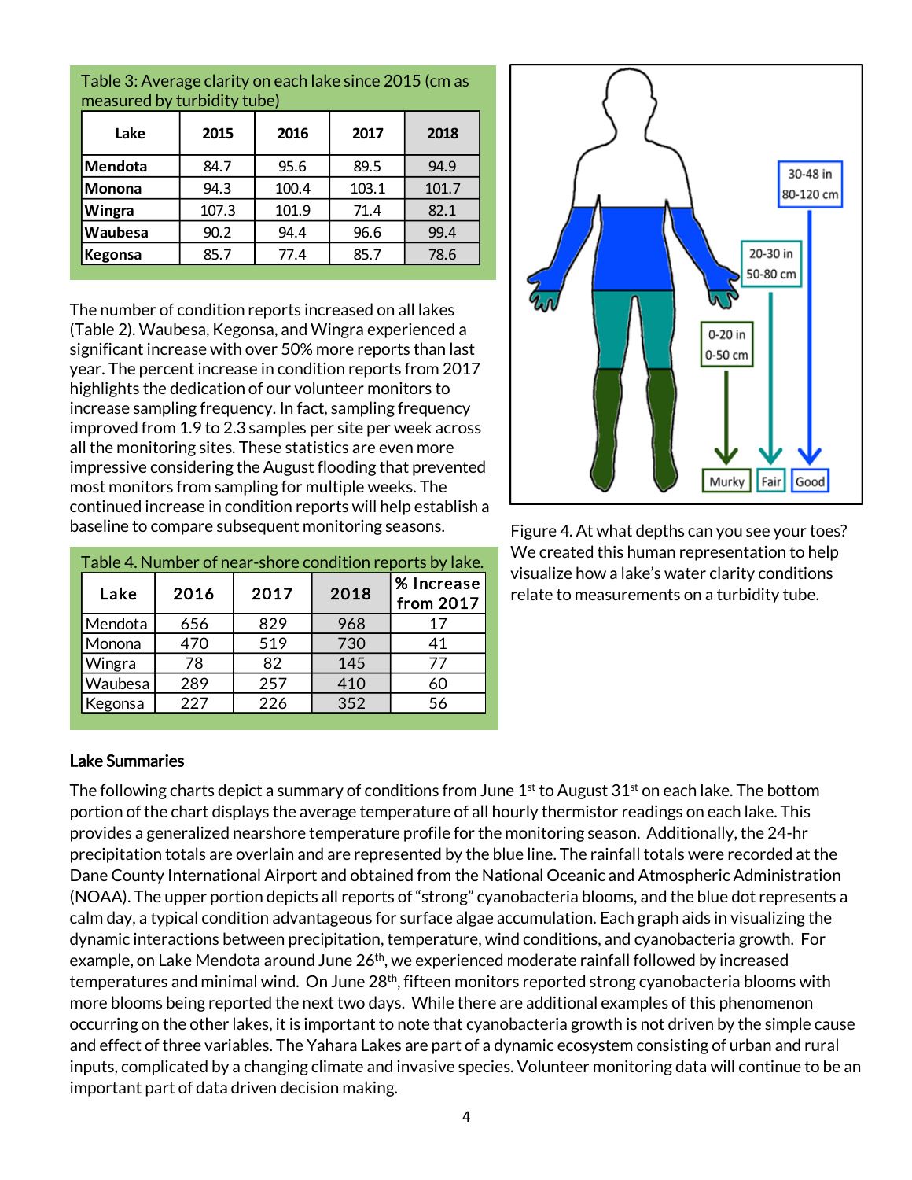Table 3: Average clarity on each lake since 2015 (cm as measured by turbidity tube)

| Lake | 2015 | 2016 | 2017 | 2018 |
|---|---|---|---|---|
| Mendota | 84.7 | 95.6 | 89.5 | 94.9 |
| Monona | 94.3 | 100.4 | 103.1 | 101.7 |
| Wingra | 107.3 | 101.9 | 71.4 | 82.1 |
| Waubesa | 90.2 | 94.4 | 96.6 | 99.4 |
| Kegonsa | 85.7 | 77.4 | 85.7 | 78.6 |

The number of condition reports increased on all lakes (Table 2). Waubesa, Kegonsa, and Wingra experienced a significant increase with over 50% more reports than last year. The percent increase in condition reports from 2017 highlights the dedication of our volunteer monitors to increase sampling frequency. In fact, sampling frequency improved from 1.9 to 2.3 samples per site per week across all the monitoring sites. These statistics are even more impressive considering the August flooding that prevented most monitors from sampling for multiple weeks. The continued increase in condition reports will help establish a baseline to compare subsequent monitoring seasons.

Table 4. Number of near-shore condition reports by lake.

| Lake | 2016 | 2017 | 2018 | % Increase from 2017 |
|---|---|---|---|---|
| Mendota | 656 | 829 | 968 | 17 |
| Monona | 470 | 519 | 730 | 41 |
| Wingra | 78 | 82 | 145 | 77 |
| Waubesa | 289 | 257 | 410 | 60 |
| Kegonsa | 227 | 226 | 352 | 56 |

Murky: 0-20 in / 0-50 cm
Fair: 20-30 in / 50-80 cm
Good: 30-48 in / 80-120 cm

Figure 4. At what depths can you see your toes? We created this human representation to help visualize how a lake's water clarity conditions relate to measurements on a turbidity tube.

**Lake Summaries**

The following charts depict a summary of conditions from June 1st to August 31st on each lake. The bottom portion of the chart displays the average temperature of all hourly thermistor readings on each lake. This provides a generalized nearshore temperature profile for the monitoring season. Additionally, the 24-hr precipitation totals are overlain and are represented by the blue line. The rainfall totals were recorded at the Dane County International Airport and obtained from the National Oceanic and Atmospheric Administration (NOAA). The upper portion depicts all reports of "strong" cyanobacteria blooms, and the blue dot represents a calm day, a typical condition advantageous for surface algae accumulation. Each graph aids in visualizing the dynamic interactions between precipitation, temperature, wind conditions, and cyanobacteria growth. For example, on Lake Mendota around June 26th, we experienced moderate rainfall followed by increased temperatures and minimal wind. On June 28th, fifteen monitors reported strong cyanobacteria blooms with more blooms being reported the next two days. While there are additional examples of this phenomenon occurring on the other lakes, it is important to note that cyanobacteria growth is not driven by the simple cause and effect of three variables. The Yahara Lakes are part of a dynamic ecosystem consisting of urban and rural inputs, complicated by a changing climate and invasive species. Volunteer monitoring data will continue to be an important part of data driven decision making.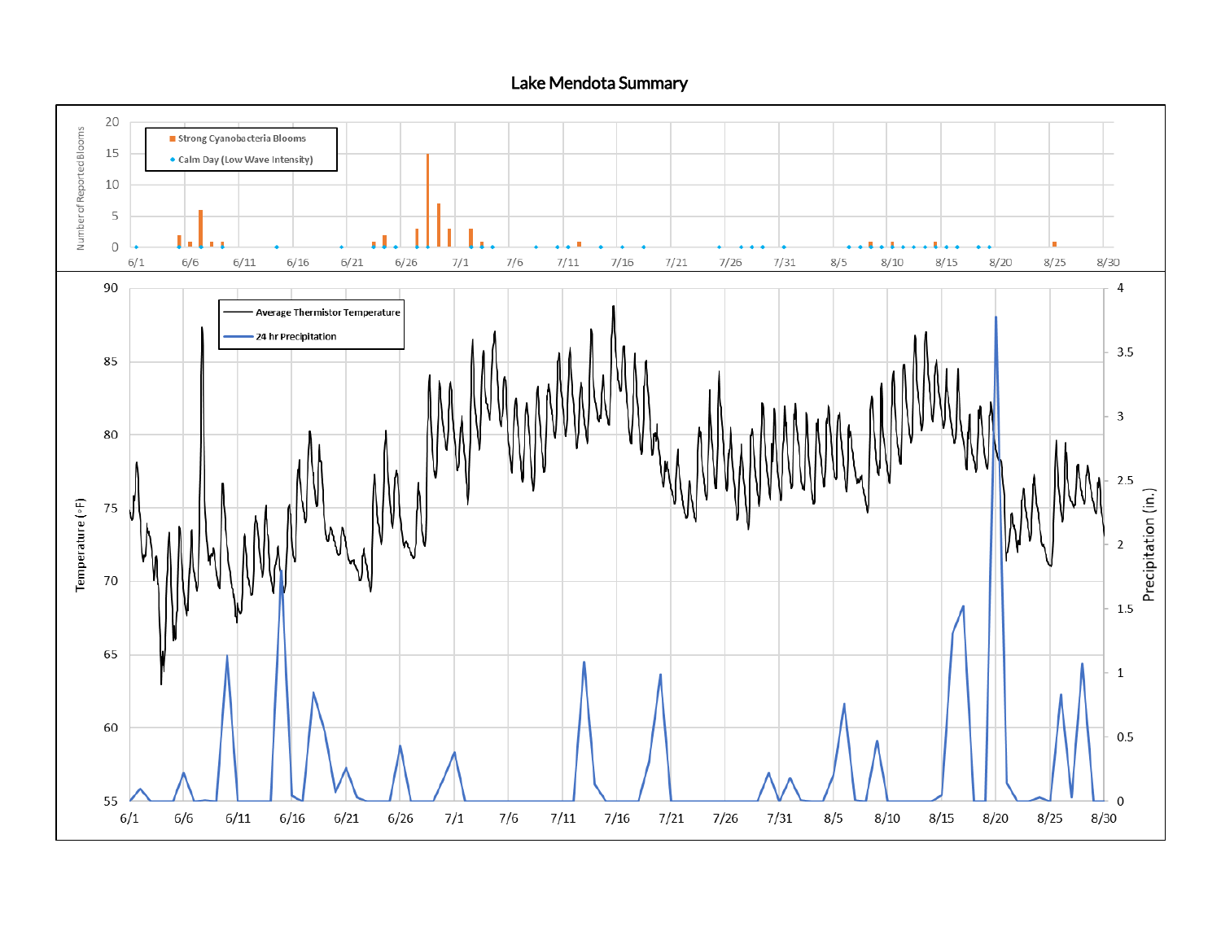# Lake Mendota Summary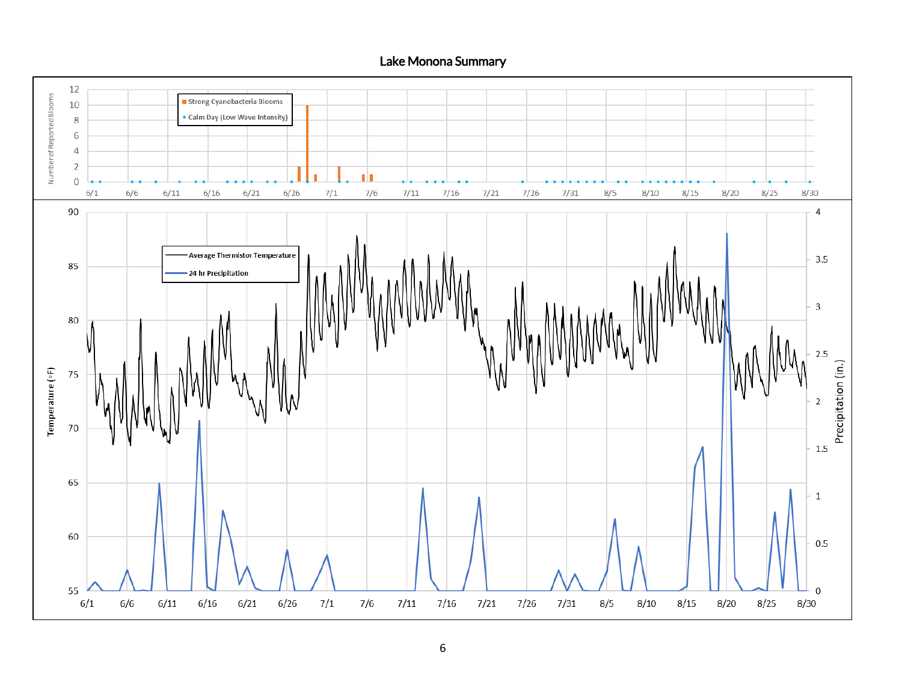## Lake Monona Summary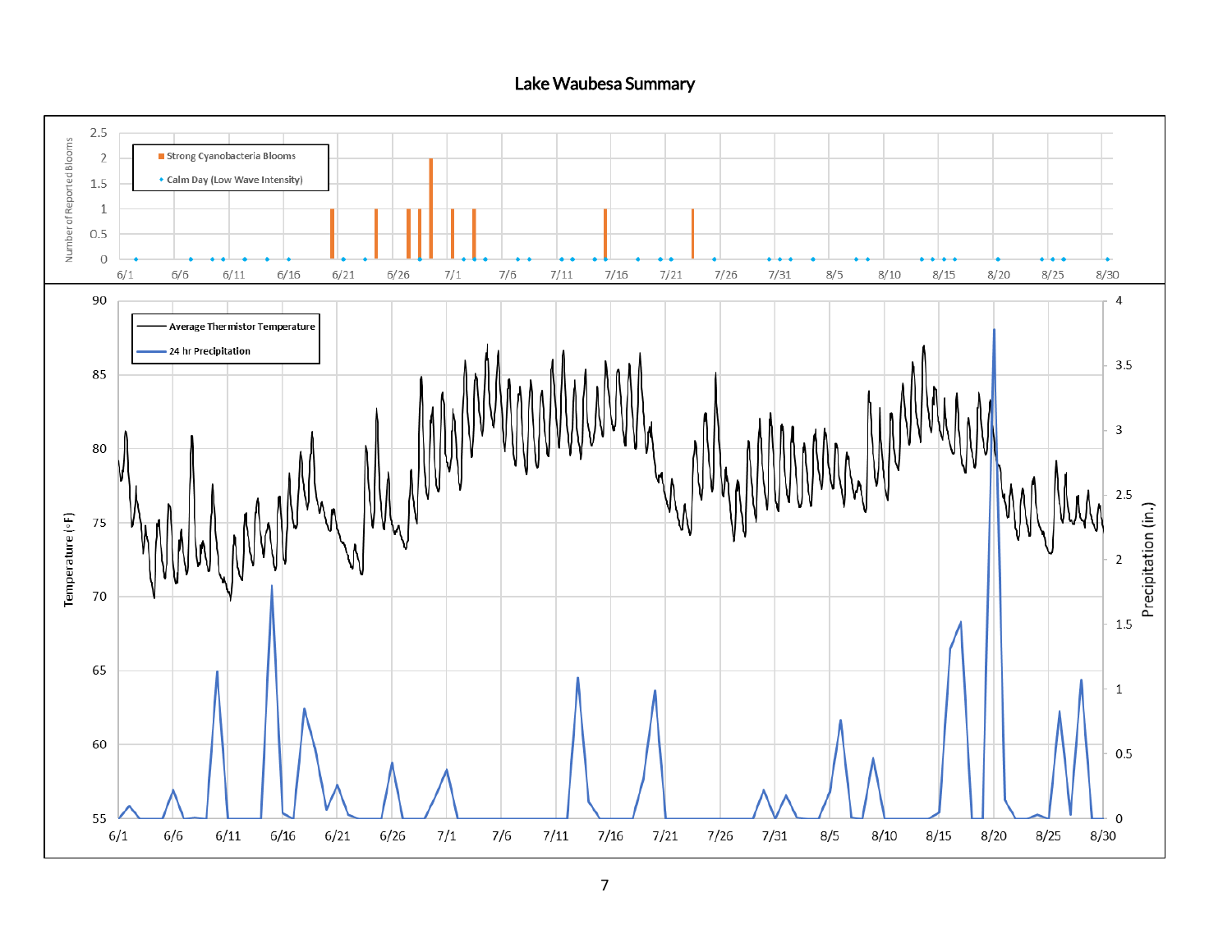# Lake Waubesa Summary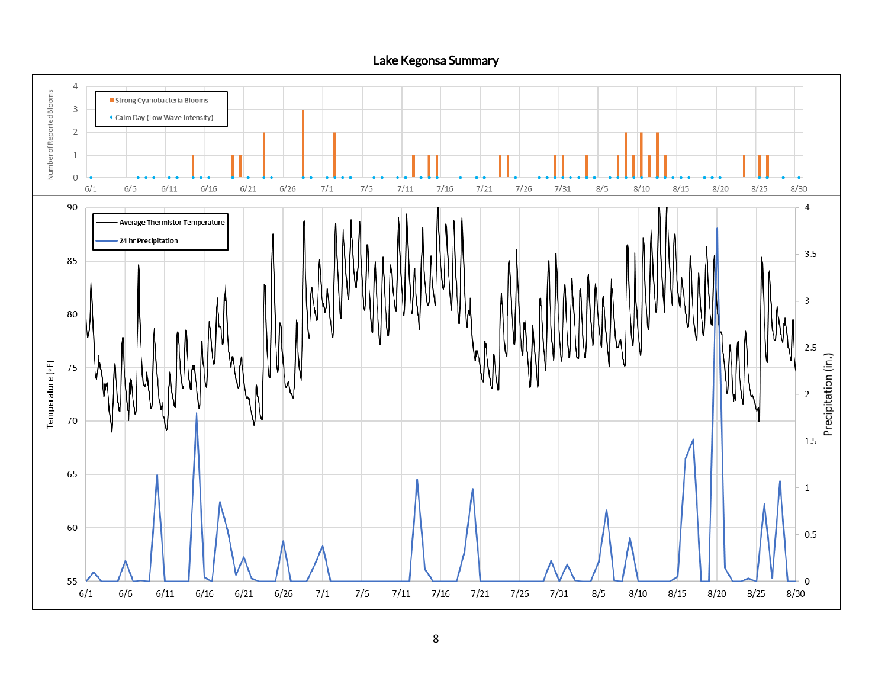# Lake Kegonsa Summary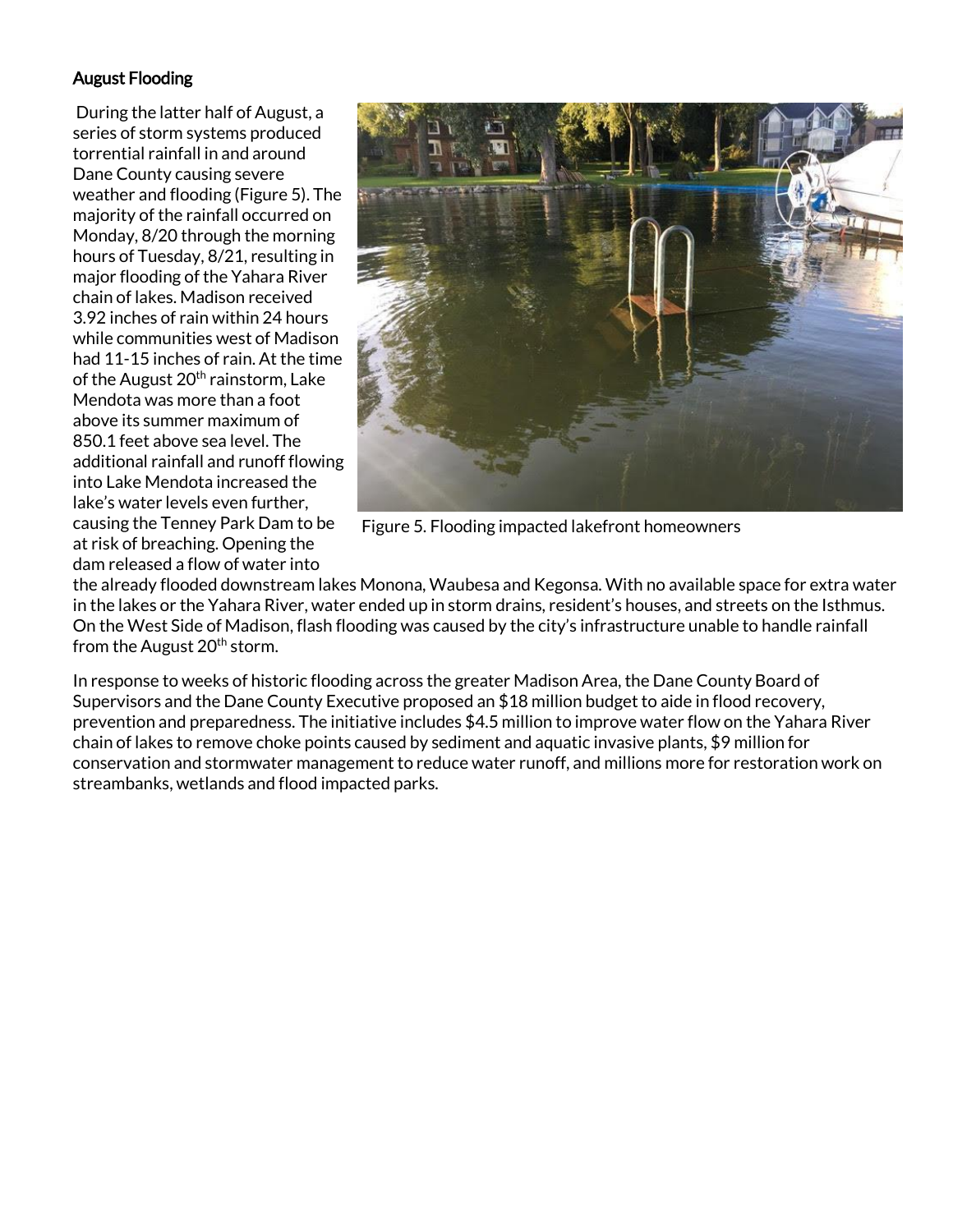### August Flooding

During the latter half of August, a series of storm systems produced torrential rainfall in and around Dane County causing severe weather and flooding (Figure 5). The majority of the rainfall occurred on Monday, 8/20 through the morning hours of Tuesday, 8/21, resulting in major flooding of the Yahara River chain of lakes. Madison received 3.92 inches of rain within 24 hours while communities west of Madison had 11-15 inches of rain. At the time of the August 20th rainstorm, Lake Mendota was more than a foot above its summer maximum of 850.1 feet above sea level. The additional rainfall and runoff flowing into Lake Mendota increased the lake's water levels even further, causing the Tenney Park Dam to be at risk of breaching. Opening the dam released a flow of water into the already flooded downstream lakes Monona, Waubesa and Kegonsa. With no available space for extra water in the lakes or the Yahara River, water ended up in storm drains, resident's houses, and streets on the Isthmus. On the West Side of Madison, flash flooding was caused by the city's infrastructure unable to handle rainfall from the August 20th storm.

Figure 5. Flooding impacted lakefront homeowners

In response to weeks of historic flooding across the greater Madison Area, the Dane County Board of Supervisors and the Dane County Executive proposed an $18 million budget to aide in flood recovery, prevention and preparedness. The initiative includes $4.5 million to improve water flow on the Yahara River chain of lakes to remove choke points caused by sediment and aquatic invasive plants, $9 million for conservation and stormwater management to reduce water runoff, and millions more for restoration work on streambanks, wetlands and flood impacted parks.